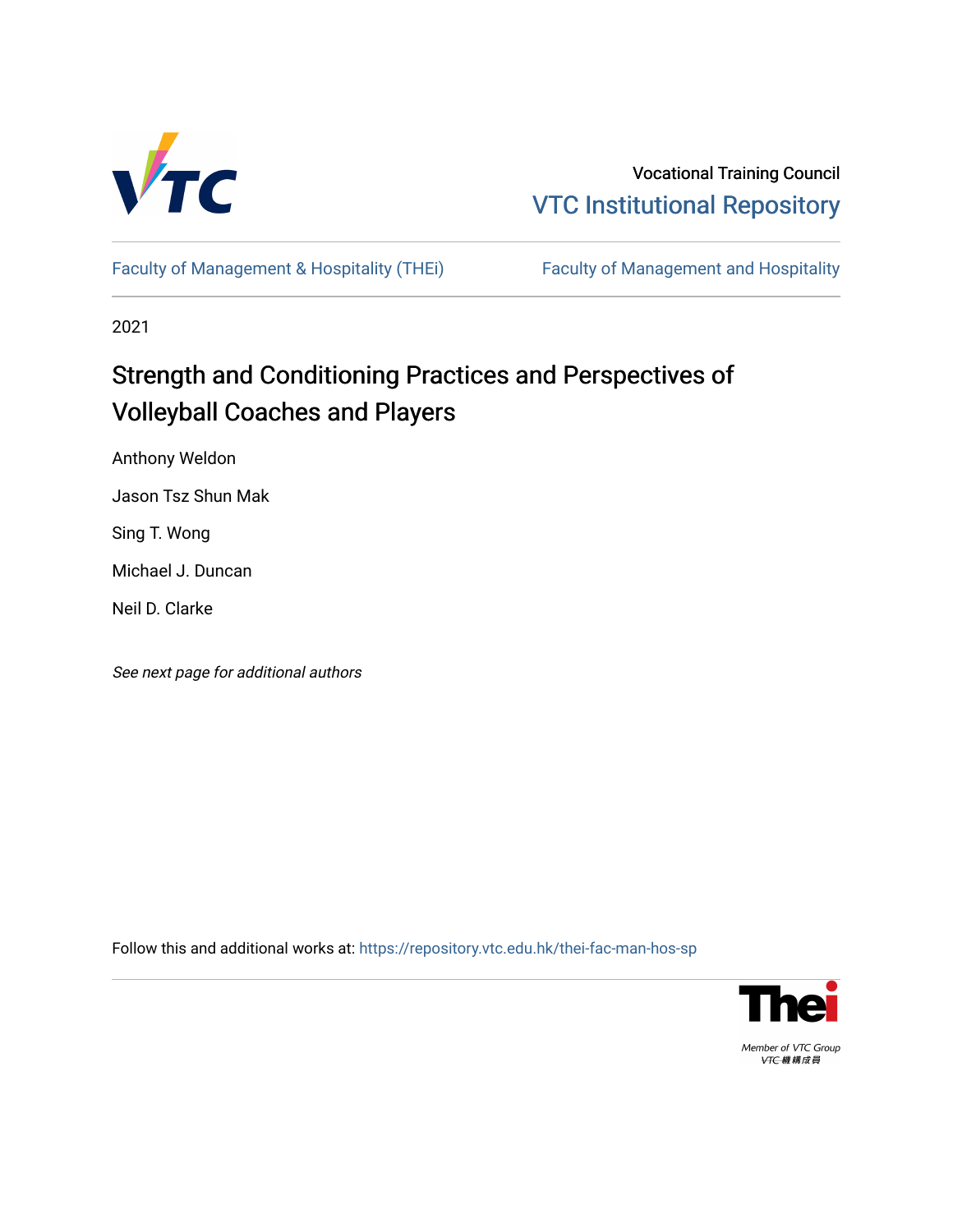Vocational Training Council

VTC Institutional Repository

Faculty of Management & Hospitality (THEi)

Faculty of Management and Hospitality

2021

# Strength and Conditioning Practices and Perspectives of Volleyball Coaches and Players

Anthony Weldon

Jason Tsz Shun Mak

Sing T. Wong

Michael J. Duncan

Neil D. Clarke

*See next page for additional authors*

Follow this and additional works at: https://repository.vtc.edu.hk/thei-fac-man-hos-sp

Member of VTC Group

VTC機構成員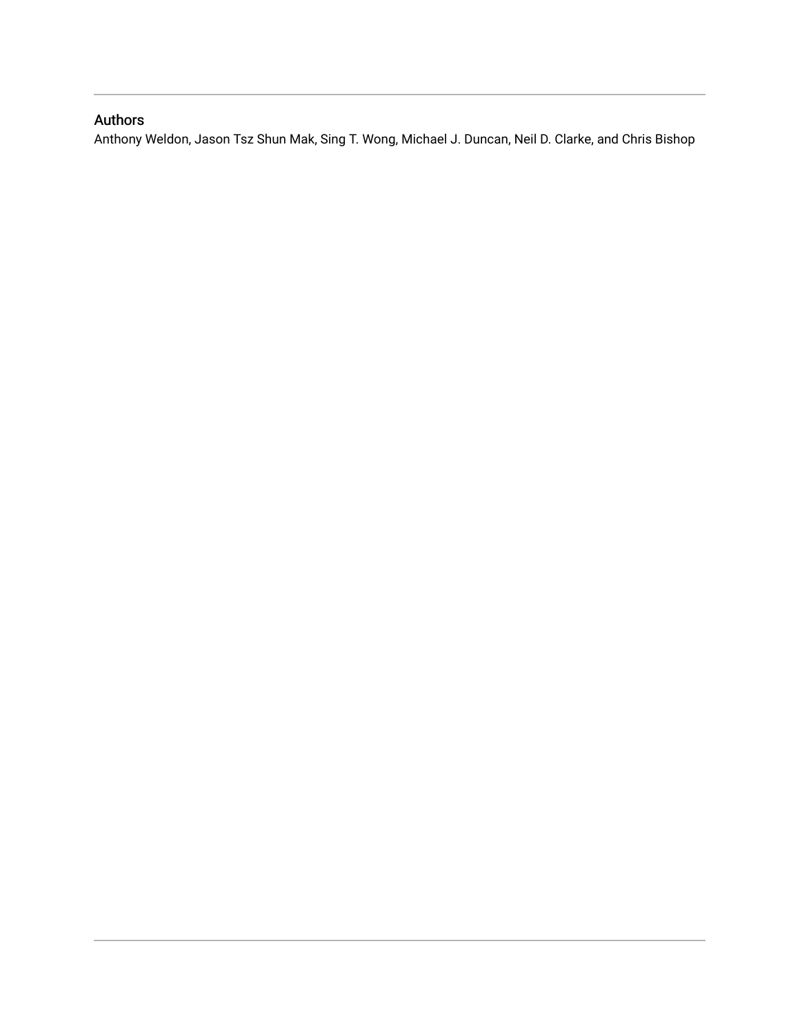## Authors

Anthony Weldon, Jason Tsz Shun Mak, Sing T. Wong, Michael J. Duncan, Neil D. Clarke, and Chris Bishop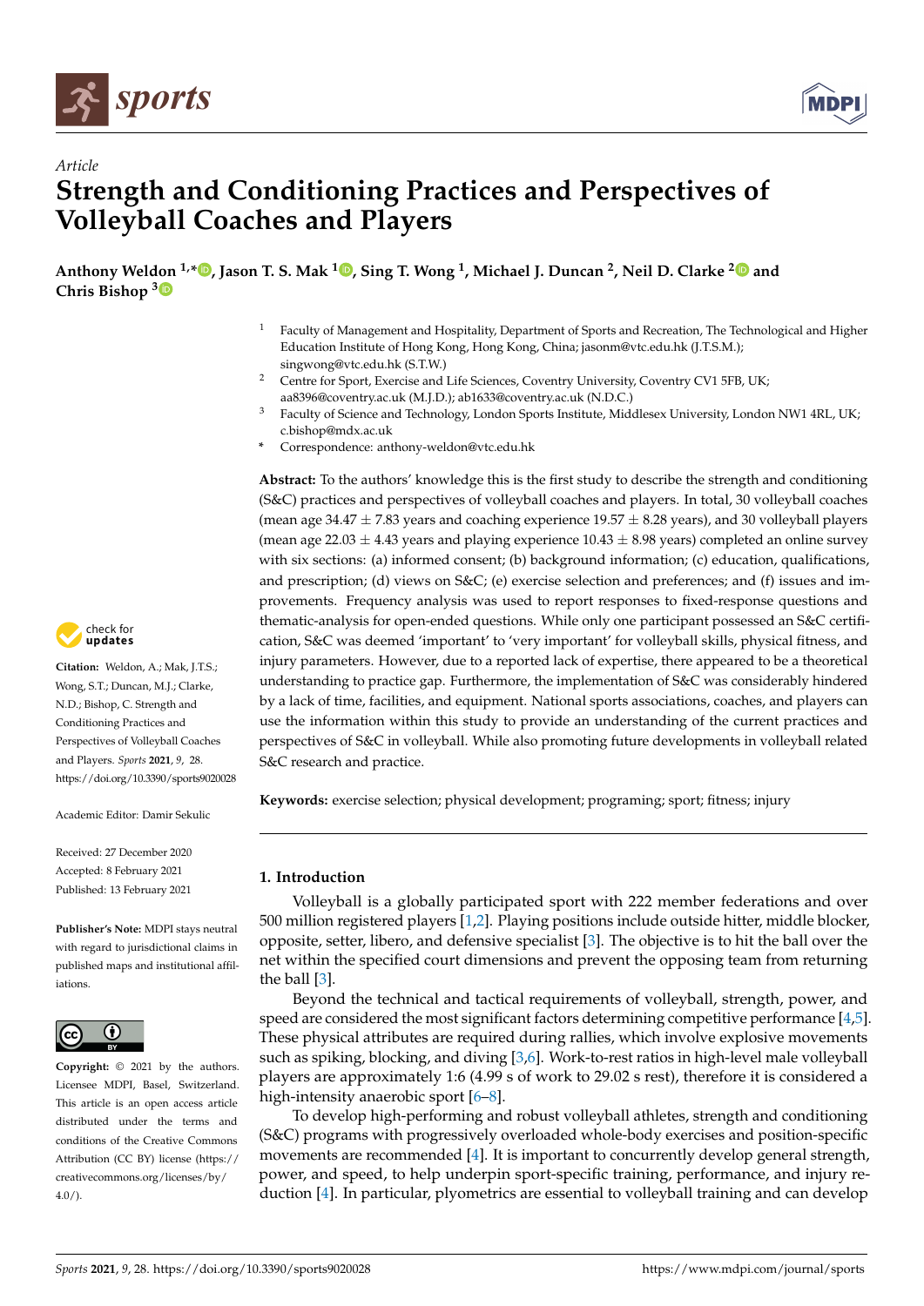Article

# Strength and Conditioning Practices and Perspectives of Volleyball Coaches and Players

**Anthony Weldon [1,*], Jason T. S. Mak [1], Sing T. Wong [1], Michael J. Duncan [2], Neil D. Clarke [2] and Chris Bishop [3]**

[1] Faculty of Management and Hospitality, Department of Sports and Recreation, The Technological and Higher Education Institute of Hong Kong, Hong Kong, China; jasonm@vtc.edu.hk (J.T.S.M.); singwong@vtc.edu.hk (S.T.W.)

[2] Centre for Sport, Exercise and Life Sciences, Coventry University, Coventry CV1 5FB, UK; aa8396@coventry.ac.uk (M.J.D.); ab1633@coventry.ac.uk (N.D.C.)

[3] Faculty of Science and Technology, London Sports Institute, Middlesex University, London NW1 4RL, UK; c.bishop@mdx.ac.uk

\* Correspondence: anthony-weldon@vtc.edu.hk

**Abstract:** To the authors' knowledge this is the first study to describe the strength and conditioning (S&C) practices and perspectives of volleyball coaches and players. In total, 30 volleyball coaches (mean age 34.47 ± 7.83 years and coaching experience 19.57 ± 8.28 years), and 30 volleyball players (mean age 22.03 ± 4.43 years and playing experience 10.43 ± 8.98 years) completed an online survey with six sections: (a) informed consent; (b) background information; (c) education, qualifications, and prescription; (d) views on S&C; (e) exercise selection and preferences; and (f) issues and improvements. Frequency analysis was used to report responses to fixed-response questions and thematic-analysis for open-ended questions. While only one participant possessed an S&C certification, S&C was deemed 'important' to 'very important' for volleyball skills, physical fitness, and injury parameters. However, due to a reported lack of expertise, there appeared to be a theoretical understanding to practice gap. Furthermore, the implementation of S&C was considerably hindered by a lack of time, facilities, and equipment. National sports associations, coaches, and players can use the information within this study to provide an understanding of the current practices and perspectives of S&C in volleyball. While also promoting future developments in volleyball related S&C research and practice.

**Keywords:** exercise selection; physical development; programing; sport; fitness; injury

**Citation:** Weldon, A.; Mak, J.T.S.; Wong, S.T.; Duncan, M.J.; Clarke, N.D.; Bishop, C. Strength and Conditioning Practices and Perspectives of Volleyball Coaches and Players. *Sports* **2021**, *9*, 28. https://doi.org/10.3390/sports9020028

Academic Editor: Damir Sekulic

Received: 27 December 2020
Accepted: 8 February 2021
Published: 13 February 2021

**Publisher's Note:** MDPI stays neutral with regard to jurisdictional claims in published maps and institutional affiliations.

**Copyright:** © 2021 by the authors. Licensee MDPI, Basel, Switzerland. This article is an open access article distributed under the terms and conditions of the Creative Commons Attribution (CC BY) license (https://creativecommons.org/licenses/by/4.0/).

## 1. Introduction

Volleyball is a globally participated sport with 222 member federations and over 500 million registered players [1,2]. Playing positions include outside hitter, middle blocker, opposite, setter, libero, and defensive specialist [3]. The objective is to hit the ball over the net within the specified court dimensions and prevent the opposing team from returning the ball [3].

Beyond the technical and tactical requirements of volleyball, strength, power, and speed are considered the most significant factors determining competitive performance [4,5]. These physical attributes are required during rallies, which involve explosive movements such as spiking, blocking, and diving [3,6]. Work-to-rest ratios in high-level male volleyball players are approximately 1:6 (4.99 s of work to 29.02 s rest), therefore it is considered a high-intensity anaerobic sport [6–8].

To develop high-performing and robust volleyball athletes, strength and conditioning (S&C) programs with progressively overloaded whole-body exercises and position-specific movements are recommended [4]. It is important to concurrently develop general strength, power, and speed, to help underpin sport-specific training, performance, and injury reduction [4]. In particular, plyometrics are essential to volleyball training and can develop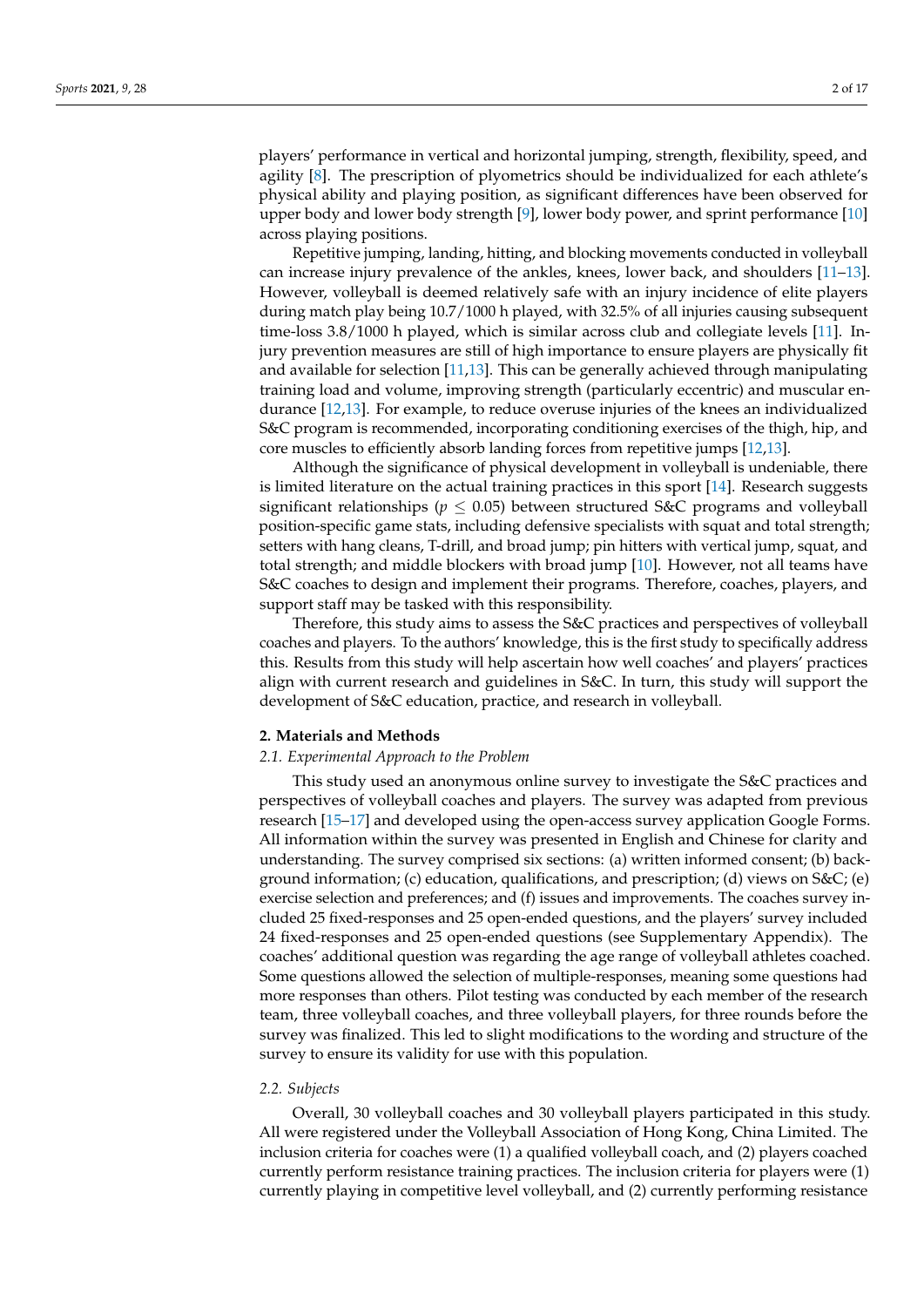players' performance in vertical and horizontal jumping, strength, flexibility, speed, and agility [8]. The prescription of plyometrics should be individualized for each athlete's physical ability and playing position, as significant differences have been observed for upper body and lower body strength [9], lower body power, and sprint performance [10] across playing positions.

Repetitive jumping, landing, hitting, and blocking movements conducted in volleyball can increase injury prevalence of the ankles, knees, lower back, and shoulders [11–13]. However, volleyball is deemed relatively safe with an injury incidence of elite players during match play being 10.7/1000 h played, with 32.5% of all injuries causing subsequent time-loss 3.8/1000 h played, which is similar across club and collegiate levels [11]. Injury prevention measures are still of high importance to ensure players are physically fit and available for selection [11,13]. This can be generally achieved through manipulating training load and volume, improving strength (particularly eccentric) and muscular endurance [12,13]. For example, to reduce overuse injuries of the knees an individualized S&C program is recommended, incorporating conditioning exercises of the thigh, hip, and core muscles to efficiently absorb landing forces from repetitive jumps [12,13].

Although the significance of physical development in volleyball is undeniable, there is limited literature on the actual training practices in this sport [14]. Research suggests significant relationships ($p \leq 0.05$) between structured S&C programs and volleyball position-specific game stats, including defensive specialists with squat and total strength; setters with hang cleans, T-drill, and broad jump; pin hitters with vertical jump, squat, and total strength; and middle blockers with broad jump [10]. However, not all teams have S&C coaches to design and implement their programs. Therefore, coaches, players, and support staff may be tasked with this responsibility.

Therefore, this study aims to assess the S&C practices and perspectives of volleyball coaches and players. To the authors' knowledge, this is the first study to specifically address this. Results from this study will help ascertain how well coaches' and players' practices align with current research and guidelines in S&C. In turn, this study will support the development of S&C education, practice, and research in volleyball.

## 2. Materials and Methods

### *2.1. Experimental Approach to the Problem*

This study used an anonymous online survey to investigate the S&C practices and perspectives of volleyball coaches and players. The survey was adapted from previous research [15–17] and developed using the open-access survey application Google Forms. All information within the survey was presented in English and Chinese for clarity and understanding. The survey comprised six sections: (a) written informed consent; (b) background information; (c) education, qualifications, and prescription; (d) views on S&C; (e) exercise selection and preferences; and (f) issues and improvements. The coaches survey included 25 fixed-responses and 25 open-ended questions, and the players' survey included 24 fixed-responses and 25 open-ended questions (see Supplementary Appendix). The coaches' additional question was regarding the age range of volleyball athletes coached. Some questions allowed the selection of multiple-responses, meaning some questions had more responses than others. Pilot testing was conducted by each member of the research team, three volleyball coaches, and three volleyball players, for three rounds before the survey was finalized. This led to slight modifications to the wording and structure of the survey to ensure its validity for use with this population.

### *2.2. Subjects*

Overall, 30 volleyball coaches and 30 volleyball players participated in this study. All were registered under the Volleyball Association of Hong Kong, China Limited. The inclusion criteria for coaches were (1) a qualified volleyball coach, and (2) players coached currently perform resistance training practices. The inclusion criteria for players were (1) currently playing in competitive level volleyball, and (2) currently performing resistance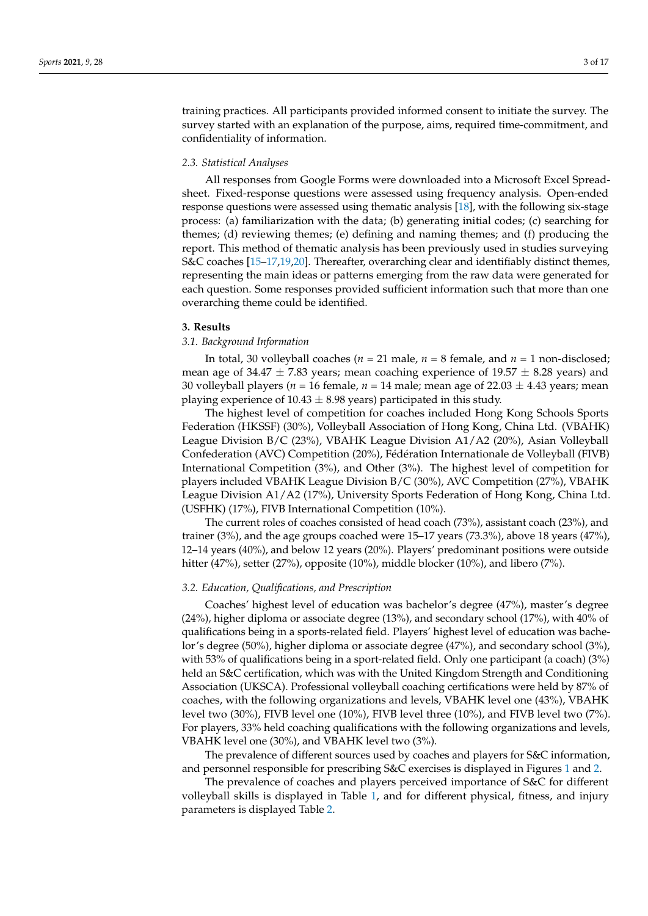training practices. All participants provided informed consent to initiate the survey. The survey started with an explanation of the purpose, aims, required time-commitment, and confidentiality of information.

### 2.3. Statistical Analyses

All responses from Google Forms were downloaded into a Microsoft Excel Spreadsheet. Fixed-response questions were assessed using frequency analysis. Open-ended response questions were assessed using thematic analysis [18], with the following six-stage process: (a) familiarization with the data; (b) generating initial codes; (c) searching for themes; (d) reviewing themes; (e) defining and naming themes; and (f) producing the report. This method of thematic analysis has been previously used in studies surveying S&C coaches [15–17,19,20]. Thereafter, overarching clear and identifiably distinct themes, representing the main ideas or patterns emerging from the raw data were generated for each question. Some responses provided sufficient information such that more than one overarching theme could be identified.

## 3. Results

### 3.1. Background Information

In total, 30 volleyball coaches ($n$ = 21 male, $n$ = 8 female, and $n$ = 1 non-disclosed; mean age of 34.47 $\pm$ 7.83 years; mean coaching experience of 19.57 $\pm$ 8.28 years) and 30 volleyball players ($n$ = 16 female, $n$ = 14 male; mean age of 22.03 $\pm$ 4.43 years; mean playing experience of 10.43 $\pm$ 8.98 years) participated in this study.

The highest level of competition for coaches included Hong Kong Schools Sports Federation (HKSSF) (30%), Volleyball Association of Hong Kong, China Ltd. (VBAHK) League Division B/C (23%), VBAHK League Division A1/A2 (20%), Asian Volleyball Confederation (AVC) Competition (20%), Fédération Internationale de Volleyball (FIVB) International Competition (3%), and Other (3%). The highest level of competition for players included VBAHK League Division B/C (30%), AVC Competition (27%), VBAHK League Division A1/A2 (17%), University Sports Federation of Hong Kong, China Ltd. (USFHK) (17%), FIVB International Competition (10%).

The current roles of coaches consisted of head coach (73%), assistant coach (23%), and trainer (3%), and the age groups coached were 15–17 years (73.3%), above 18 years (47%), 12–14 years (40%), and below 12 years (20%). Players' predominant positions were outside hitter (47%), setter (27%), opposite (10%), middle blocker (10%), and libero (7%).

### 3.2. Education, Qualifications, and Prescription

Coaches' highest level of education was bachelor's degree (47%), master's degree (24%), higher diploma or associate degree (13%), and secondary school (17%), with 40% of qualifications being in a sports-related field. Players' highest level of education was bachelor's degree (50%), higher diploma or associate degree (47%), and secondary school (3%), with 53% of qualifications being in a sport-related field. Only one participant (a coach) (3%) held an S&C certification, which was with the United Kingdom Strength and Conditioning Association (UKSCA). Professional volleyball coaching certifications were held by 87% of coaches, with the following organizations and levels, VBAHK level one (43%), VBAHK level two (30%), FIVB level one (10%), FIVB level three (10%), and FIVB level two (7%). For players, 33% held coaching qualifications with the following organizations and levels, VBAHK level one (30%), and VBAHK level two (3%).

The prevalence of different sources used by coaches and players for S&C information, and personnel responsible for prescribing S&C exercises is displayed in Figures 1 and 2.

The prevalence of coaches and players perceived importance of S&C for different volleyball skills is displayed in Table 1, and for different physical, fitness, and injury parameters is displayed Table 2.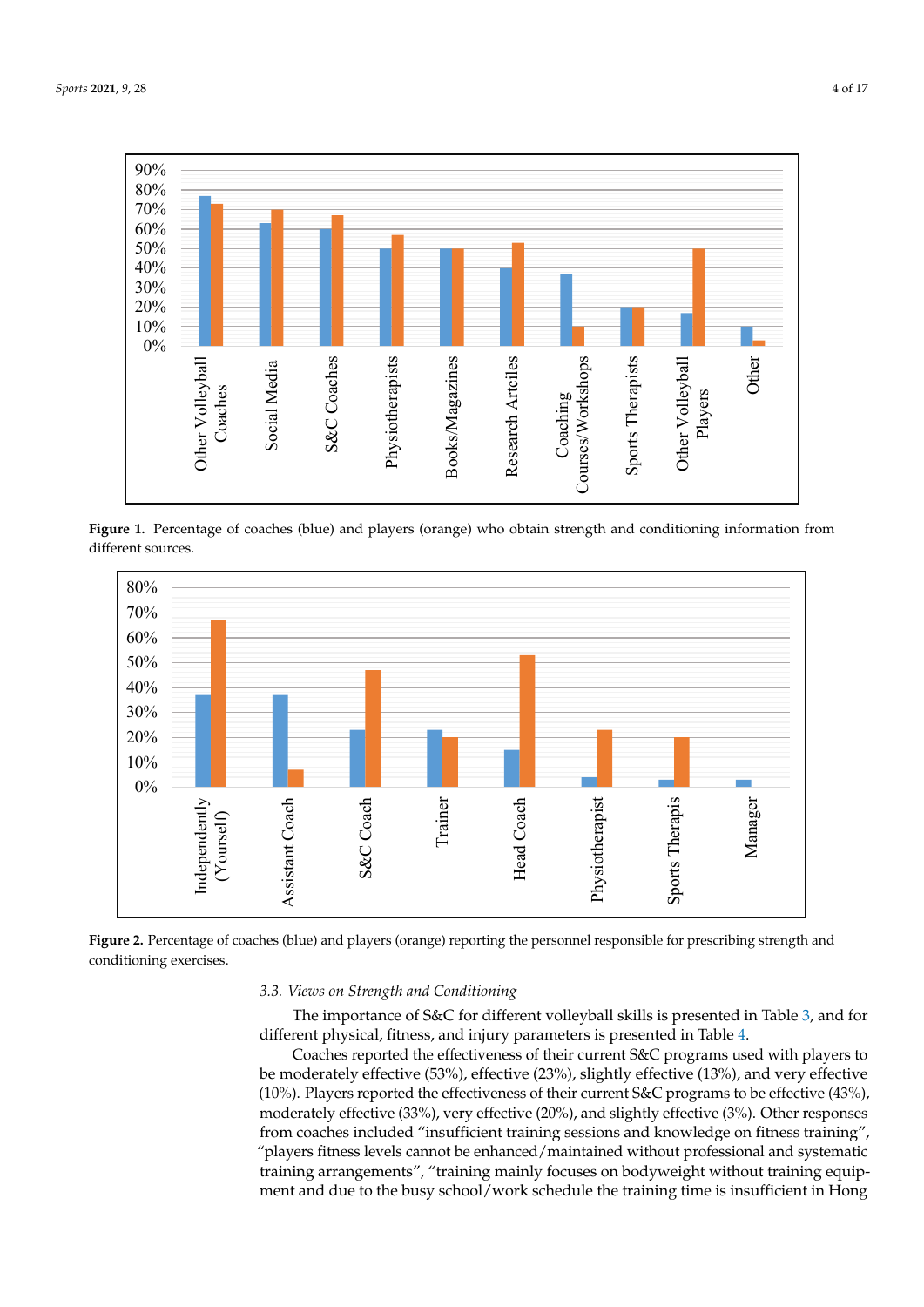Figure 1. Percentage of coaches (blue) and players (orange) who obtain strength and conditioning information from different sources.

Figure 2. Percentage of coaches (blue) and players (orange) reporting the personnel responsible for prescribing strength and conditioning exercises.

### 3.3. Views on Strength and Conditioning

The importance of S&C for different volleyball skills is presented in Table 3, and for different physical, fitness, and injury parameters is presented in Table 4.

Coaches reported the effectiveness of their current S&C programs used with players to be moderately effective (53%), effective (23%), slightly effective (13%), and very effective (10%). Players reported the effectiveness of their current S&C programs to be effective (43%), moderately effective (33%), very effective (20%), and slightly effective (3%). Other responses from coaches included "insufficient training sessions and knowledge on fitness training", "players fitness levels cannot be enhanced/maintained without professional and systematic training arrangements", "training mainly focuses on bodyweight without training equipment and due to the busy school/work schedule the training time is insufficient in Hong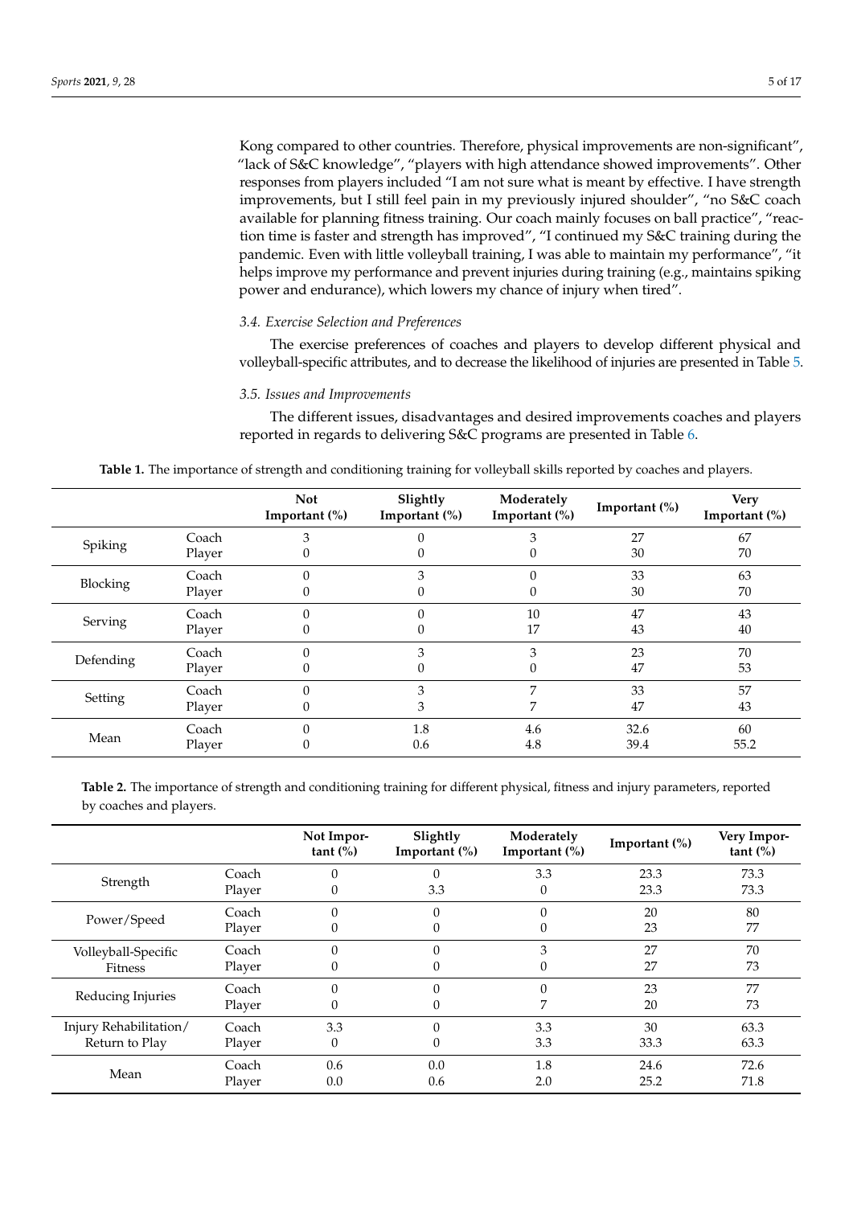Kong compared to other countries. Therefore, physical improvements are non-significant", "lack of S&C knowledge", "players with high attendance showed improvements". Other responses from players included "I am not sure what is meant by effective. I have strength improvements, but I still feel pain in my previously injured shoulder", "no S&C coach available for planning fitness training. Our coach mainly focuses on ball practice", "reaction time is faster and strength has improved", "I continued my S&C training during the pandemic. Even with little volleyball training, I was able to maintain my performance", "it helps improve my performance and prevent injuries during training (e.g., maintains spiking power and endurance), which lowers my chance of injury when tired".

### 3.4. Exercise Selection and Preferences

The exercise preferences of coaches and players to develop different physical and volleyball-specific attributes, and to decrease the likelihood of injuries are presented in Table 5.

### 3.5. Issues and Improvements

The different issues, disadvantages and desired improvements coaches and players reported in regards to delivering S&C programs are presented in Table 6.

**Table 1.** The importance of strength and conditioning training for volleyball skills reported by coaches and players.

| | | Not Important (%) | Slightly Important (%) | Moderately Important (%) | Important (%) | Very Important (%) |
|---|---|---|---|---|---|---|
| Spiking | Coach | 3 | 0 | 3 | 27 | 67 |
| | Player | 0 | 0 | 0 | 30 | 70 |
| Blocking | Coach | 0 | 3 | 0 | 33 | 63 |
| | Player | 0 | 0 | 0 | 30 | 70 |
| Serving | Coach | 0 | 0 | 10 | 47 | 43 |
| | Player | 0 | 0 | 17 | 43 | 40 |
| Defending | Coach | 0 | 3 | 3 | 23 | 70 |
| | Player | 0 | 0 | 0 | 47 | 53 |
| Setting | Coach | 0 | 3 | 7 | 33 | 57 |
| | Player | 0 | 3 | 7 | 47 | 43 |
| Mean | Coach | 0 | 1.8 | 4.6 | 32.6 | 60 |
| | Player | 0 | 0.6 | 4.8 | 39.4 | 55.2 |

**Table 2.** The importance of strength and conditioning training for different physical, fitness and injury parameters, reported by coaches and players.

| | | Not Important (%) | Slightly Important (%) | Moderately Important (%) | Important (%) | Very Important (%) |
|---|---|---|---|---|---|---|
| Strength | Coach | 0 | 0 | 3.3 | 23.3 | 73.3 |
| | Player | 0 | 3.3 | 0 | 23.3 | 73.3 |
| Power/Speed | Coach | 0 | 0 | 0 | 20 | 80 |
| | Player | 0 | 0 | 0 | 23 | 77 |
| Volleyball-Specific Fitness | Coach | 0 | 0 | 3 | 27 | 70 |
| | Player | 0 | 0 | 0 | 27 | 73 |
| Reducing Injuries | Coach | 0 | 0 | 0 | 23 | 77 |
| | Player | 0 | 0 | 7 | 20 | 73 |
| Injury Rehabilitation/ Return to Play | Coach | 3.3 | 0 | 3.3 | 30 | 63.3 |
| | Player | 0 | 0 | 3.3 | 33.3 | 63.3 |
| Mean | Coach | 0.6 | 0.0 | 1.8 | 24.6 | 72.6 |
| | Player | 0.0 | 0.6 | 2.0 | 25.2 | 71.8 |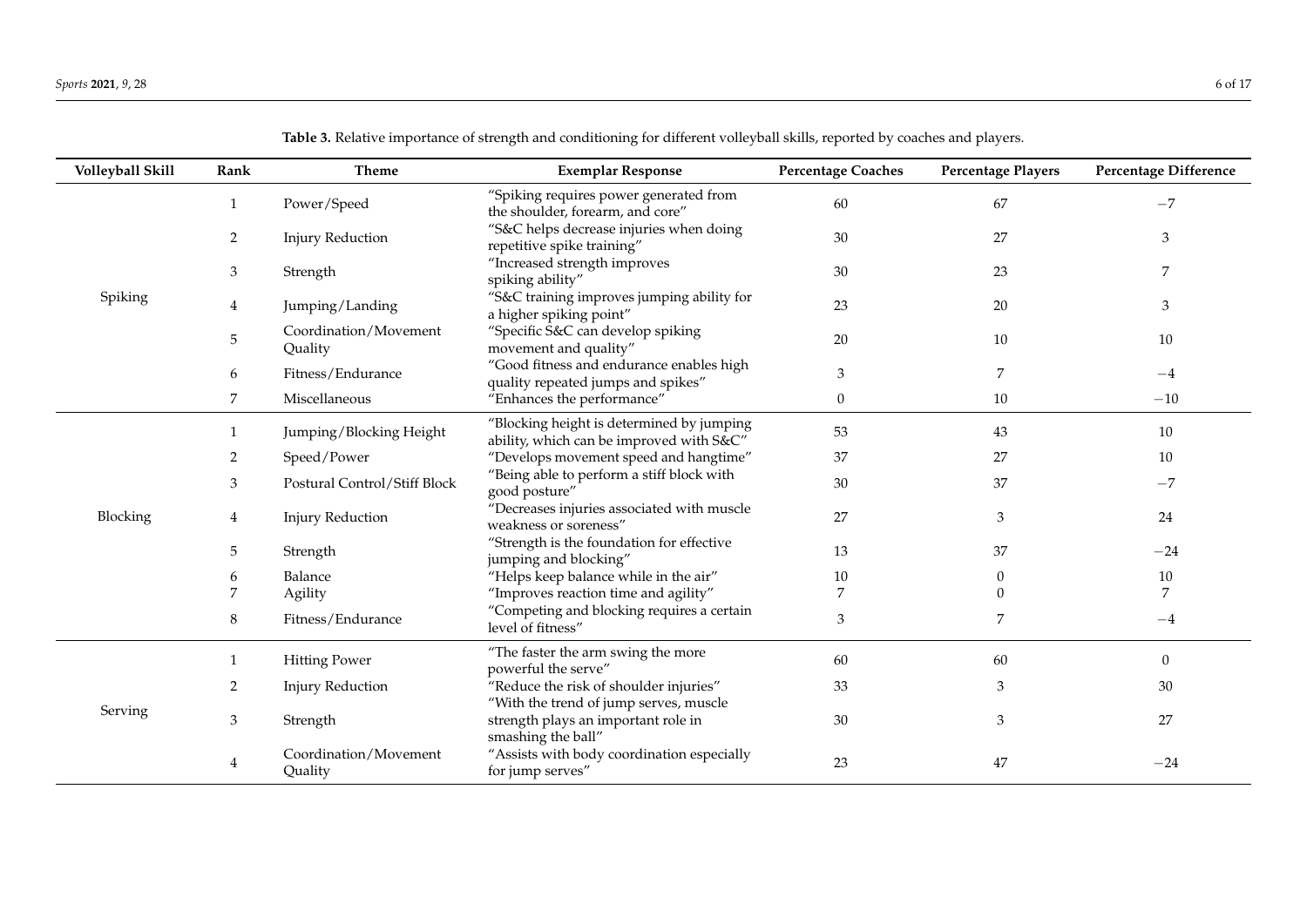**Table 3.** Relative importance of strength and conditioning for different volleyball skills, reported by coaches and players.

| Volleyball Skill | Rank | Theme | Exemplar Response | Percentage Coaches | Percentage Players | Percentage Difference |
|---|---|---|---|---|---|---|
| Spiking | 1 | Power/Speed | "Spiking requires power generated from the shoulder, forearm, and core" | 60 | 67 | −7 |
| | 2 | Injury Reduction | "S&C helps decrease injuries when doing repetitive spike training" | 30 | 27 | 3 |
| | 3 | Strength | "Increased strength improves spiking ability" | 30 | 23 | 7 |
| | 4 | Jumping/Landing | "S&C training improves jumping ability for a higher spiking point" | 23 | 20 | 3 |
| | 5 | Coordination/Movement Quality | "Specific S&C can develop spiking movement and quality" | 20 | 10 | 10 |
| | 6 | Fitness/Endurance | "Good fitness and endurance enables high quality repeated jumps and spikes" | 3 | 7 | −4 |
| | 7 | Miscellaneous | "Enhances the performance" | 0 | 10 | −10 |
| Blocking | 1 | Jumping/Blocking Height | "Blocking height is determined by jumping ability, which can be improved with S&C" | 53 | 43 | 10 |
| | 2 | Speed/Power | "Develops movement speed and hangtime" | 37 | 27 | 10 |
| | 3 | Postural Control/Stiff Block | "Being able to perform a stiff block with good posture" | 30 | 37 | −7 |
| | 4 | Injury Reduction | "Decreases injuries associated with muscle weakness or soreness" | 27 | 3 | 24 |
| | 5 | Strength | "Strength is the foundation for effective jumping and blocking" | 13 | 37 | −24 |
| | 6 | Balance | "Helps keep balance while in the air" | 10 | 0 | 10 |
| | 7 | Agility | "Improves reaction time and agility" | 7 | 0 | 7 |
| | 8 | Fitness/Endurance | "Competing and blocking requires a certain level of fitness" | 3 | 7 | −4 |
| Serving | 1 | Hitting Power | "The faster the arm swing the more powerful the serve" | 60 | 60 | 0 |
| | 2 | Injury Reduction | "Reduce the risk of shoulder injuries" | 33 | 3 | 30 |
| | 3 | Strength | "With the trend of jump serves, muscle strength plays an important role in smashing the ball" | 30 | 3 | 27 |
| | 4 | Coordination/Movement Quality | "Assists with body coordination especially for jump serves" | 23 | 47 | −24 |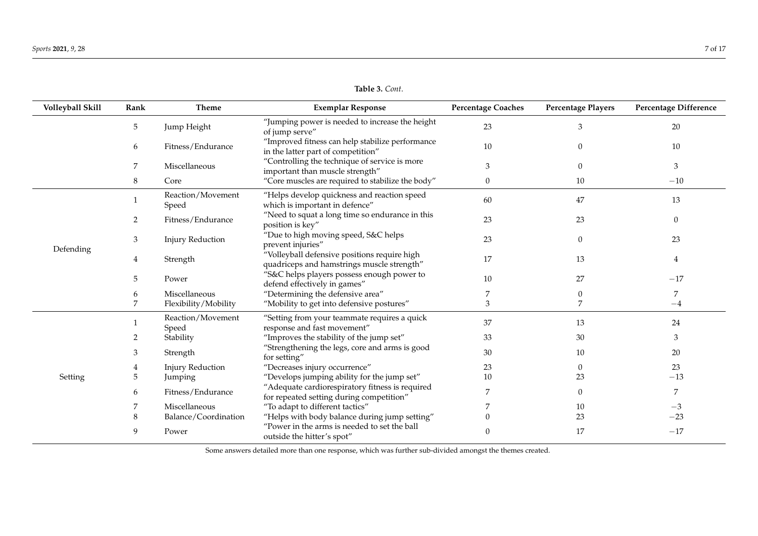**Table 3.** *Cont.*

| Volleyball Skill | Rank | Theme | Exemplar Response | Percentage Coaches | Percentage Players | Percentage Difference |
|---|---|---|---|---|---|---|
| | 5 | Jump Height | "Jumping power is needed to increase the height of jump serve" | 23 | 3 | 20 |
| | 6 | Fitness/Endurance | "Improved fitness can help stabilize performance in the latter part of competition" | 10 | 0 | 10 |
| | 7 | Miscellaneous | "Controlling the technique of service is more important than muscle strength" | 3 | 0 | 3 |
| | 8 | Core | "Core muscles are required to stabilize the body" | 0 | 10 | −10 |
| Defending | 1 | Reaction/Movement Speed | "Helps develop quickness and reaction speed which is important in defence" | 60 | 47 | 13 |
| | 2 | Fitness/Endurance | "Need to squat a long time so endurance in this position is key" | 23 | 23 | 0 |
| | 3 | Injury Reduction | "Due to high moving speed, S&C helps prevent injuries" | 23 | 0 | 23 |
| | 4 | Strength | "Volleyball defensive positions require high quadriceps and hamstrings muscle strength" | 17 | 13 | 4 |
| | 5 | Power | "S&C helps players possess enough power to defend effectively in games" | 10 | 27 | −17 |
| | 6 | Miscellaneous | "Determining the defensive area" | 7 | 0 | 7 |
| | 7 | Flexibility/Mobility | "Mobility to get into defensive postures" | 3 | 7 | −4 |
| Setting | 1 | Reaction/Movement Speed | "Setting from your teammate requires a quick response and fast movement" | 37 | 13 | 24 |
| | 2 | Stability | "Improves the stability of the jump set" | 33 | 30 | 3 |
| | 3 | Strength | "Strengthening the legs, core and arms is good for setting" | 30 | 10 | 20 |
| | 4 | Injury Reduction | "Decreases injury occurrence" | 23 | 0 | 23 |
| | 5 | Jumping | "Develops jumping ability for the jump set" | 10 | 23 | −13 |
| | 6 | Fitness/Endurance | "Adequate cardiorespiratory fitness is required for repeated setting during competition" | 7 | 0 | 7 |
| | 7 | Miscellaneous | "To adapt to different tactics" | 7 | 10 | −3 |
| | 8 | Balance/Coordination | "Helps with body balance during jump setting" | 0 | 23 | −23 |
| | 9 | Power | "Power in the arms is needed to set the ball outside the hitter's spot" | 0 | 17 | −17 |

Some answers detailed more than one response, which was further sub-divided amongst the themes created.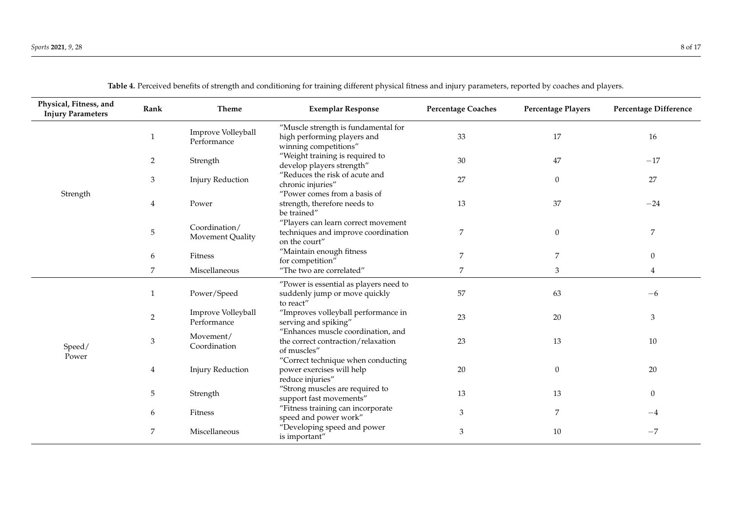**Table 4.** Perceived benefits of strength and conditioning for training different physical fitness and injury parameters, reported by coaches and players.

| Physical, Fitness, and Injury Parameters | Rank | Theme | Exemplar Response | Percentage Coaches | Percentage Players | Percentage Difference |
|---|---|---|---|---|---|---|
| Strength | 1 | Improve Volleyball Performance | "Muscle strength is fundamental for high performing players and winning competitions" | 33 | 17 | 16 |
| | 2 | Strength | "Weight training is required to develop players strength" | 30 | 47 | −17 |
| | 3 | Injury Reduction | "Reduces the risk of acute and chronic injuries" | 27 | 0 | 27 |
| | 4 | Power | "Power comes from a basis of strength, therefore needs to be trained" | 13 | 37 | −24 |
| | 5 | Coordination/ Movement Quality | "Players can learn correct movement techniques and improve coordination on the court" | 7 | 0 | 7 |
| | 6 | Fitness | "Maintain enough fitness for competition" | 7 | 7 | 0 |
| | 7 | Miscellaneous | "The two are correlated" | 7 | 3 | 4 |
| Speed/ Power | 1 | Power/Speed | "Power is essential as players need to suddenly jump or move quickly to react" | 57 | 63 | −6 |
| | 2 | Improve Volleyball Performance | "Improves volleyball performance in serving and spiking" | 23 | 20 | 3 |
| | 3 | Movement/ Coordination | "Enhances muscle coordination, and the correct contraction/relaxation of muscles" | 23 | 13 | 10 |
| | 4 | Injury Reduction | "Correct technique when conducting power exercises will help reduce injuries" | 20 | 0 | 20 |
| | 5 | Strength | "Strong muscles are required to support fast movements" | 13 | 13 | 0 |
| | 6 | Fitness | "Fitness training can incorporate speed and power work" | 3 | 7 | −4 |
| | 7 | Miscellaneous | "Developing speed and power is important" | 3 | 10 | −7 |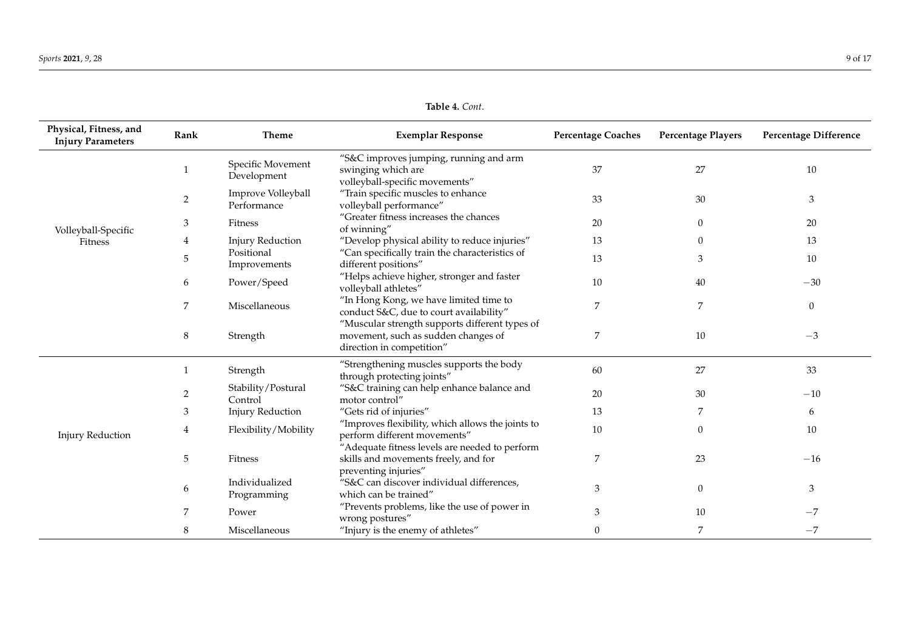**Table 4.** *Cont.*

| Physical, Fitness, and Injury Parameters | Rank | Theme | Exemplar Response | Percentage Coaches | Percentage Players | Percentage Difference |
|---|---|---|---|---|---|---|
| Volleyball-Specific Fitness | 1 | Specific Movement Development | "S&C improves jumping, running and arm swinging which are volleyball-specific movements" | 37 | 27 | 10 |
| | 2 | Improve Volleyball Performance | "Train specific muscles to enhance volleyball performance" | 33 | 30 | 3 |
| | 3 | Fitness | "Greater fitness increases the chances of winning" | 20 | 0 | 20 |
| | 4 | Injury Reduction | "Develop physical ability to reduce injuries" | 13 | 0 | 13 |
| | 5 | Positional Improvements | "Can specifically train the characteristics of different positions" | 13 | 3 | 10 |
| | 6 | Power/Speed | "Helps achieve higher, stronger and faster volleyball athletes" | 10 | 40 | −30 |
| | 7 | Miscellaneous | "In Hong Kong, we have limited time to conduct S&C, due to court availability" | 7 | 7 | 0 |
| | 8 | Strength | "Muscular strength supports different types of movement, such as sudden changes of direction in competition" | 7 | 10 | −3 |
| Injury Reduction | 1 | Strength | "Strengthening muscles supports the body through protecting joints" | 60 | 27 | 33 |
| | 2 | Stability/Postural Control | "S&C training can help enhance balance and motor control" | 20 | 30 | −10 |
| | 3 | Injury Reduction | "Gets rid of injuries" | 13 | 7 | 6 |
| | 4 | Flexibility/Mobility | "Improves flexibility, which allows the joints to perform different movements" | 10 | 0 | 10 |
| | 5 | Fitness | "Adequate fitness levels are needed to perform skills and movements freely, and for preventing injuries" | 7 | 23 | −16 |
| | 6 | Individualized Programming | "S&C can discover individual differences, which can be trained" | 3 | 0 | 3 |
| | 7 | Power | "Prevents problems, like the use of power in wrong postures" | 3 | 10 | −7 |
| | 8 | Miscellaneous | "Injury is the enemy of athletes" | 0 | 7 | −7 |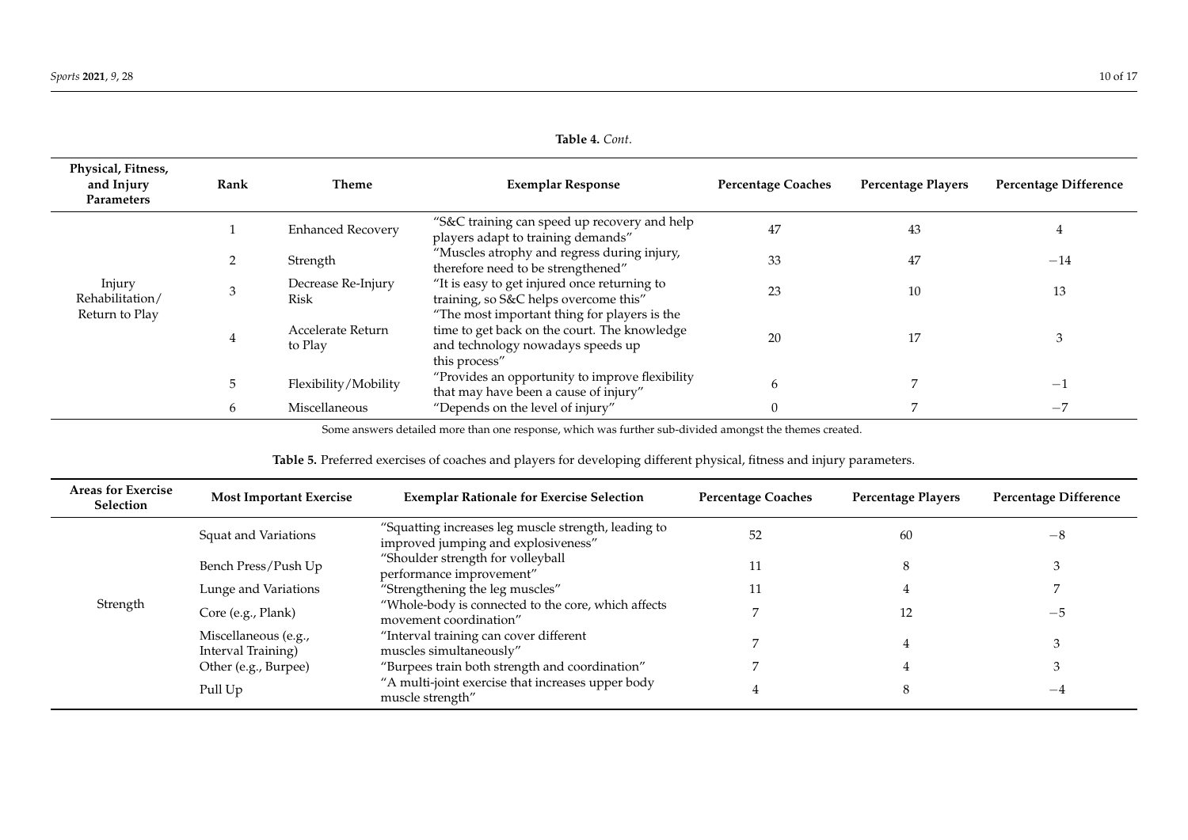**Table 4.** *Cont.*

| Physical, Fitness, and Injury Parameters | Rank | Theme | Exemplar Response | Percentage Coaches | Percentage Players | Percentage Difference |
|---|---|---|---|---|---|---|
| Injury Rehabilitation/ Return to Play | 1 | Enhanced Recovery | "S&C training can speed up recovery and help players adapt to training demands" | 47 | 43 | 4 |
| | 2 | Strength | "Muscles atrophy and regress during injury, therefore need to be strengthened" | 33 | 47 | −14 |
| | 3 | Decrease Re-Injury Risk | "It is easy to get injured once returning to training, so S&C helps overcome this" | 23 | 10 | 13 |
| | 4 | Accelerate Return to Play | "The most important thing for players is the time to get back on the court. The knowledge and technology nowadays speeds up this process" | 20 | 17 | 3 |
| | 5 | Flexibility/Mobility | "Provides an opportunity to improve flexibility that may have been a cause of injury" | 6 | 7 | −1 |
| | 6 | Miscellaneous | "Depends on the level of injury" | 0 | 7 | −7 |

Some answers detailed more than one response, which was further sub-divided amongst the themes created.

**Table 5.** Preferred exercises of coaches and players for developing different physical, fitness and injury parameters.

| Areas for Exercise Selection | Most Important Exercise | Exemplar Rationale for Exercise Selection | Percentage Coaches | Percentage Players | Percentage Difference |
|---|---|---|---|---|---|
| Strength | Squat and Variations | "Squatting increases leg muscle strength, leading to improved jumping and explosiveness" | 52 | 60 | −8 |
| | Bench Press/Push Up | "Shoulder strength for volleyball performance improvement" | 11 | 8 | 3 |
| | Lunge and Variations | "Strengthening the leg muscles" | 11 | 4 | 7 |
| | Core (e.g., Plank) | "Whole-body is connected to the core, which affects movement coordination" | 7 | 12 | −5 |
| | Miscellaneous (e.g., Interval Training) | "Interval training can cover different muscles simultaneously" | 7 | 4 | 3 |
| | Other (e.g., Burpee) | "Burpees train both strength and coordination" | 7 | 4 | 3 |
| | Pull Up | "A multi-joint exercise that increases upper body muscle strength" | 4 | 8 | −4 |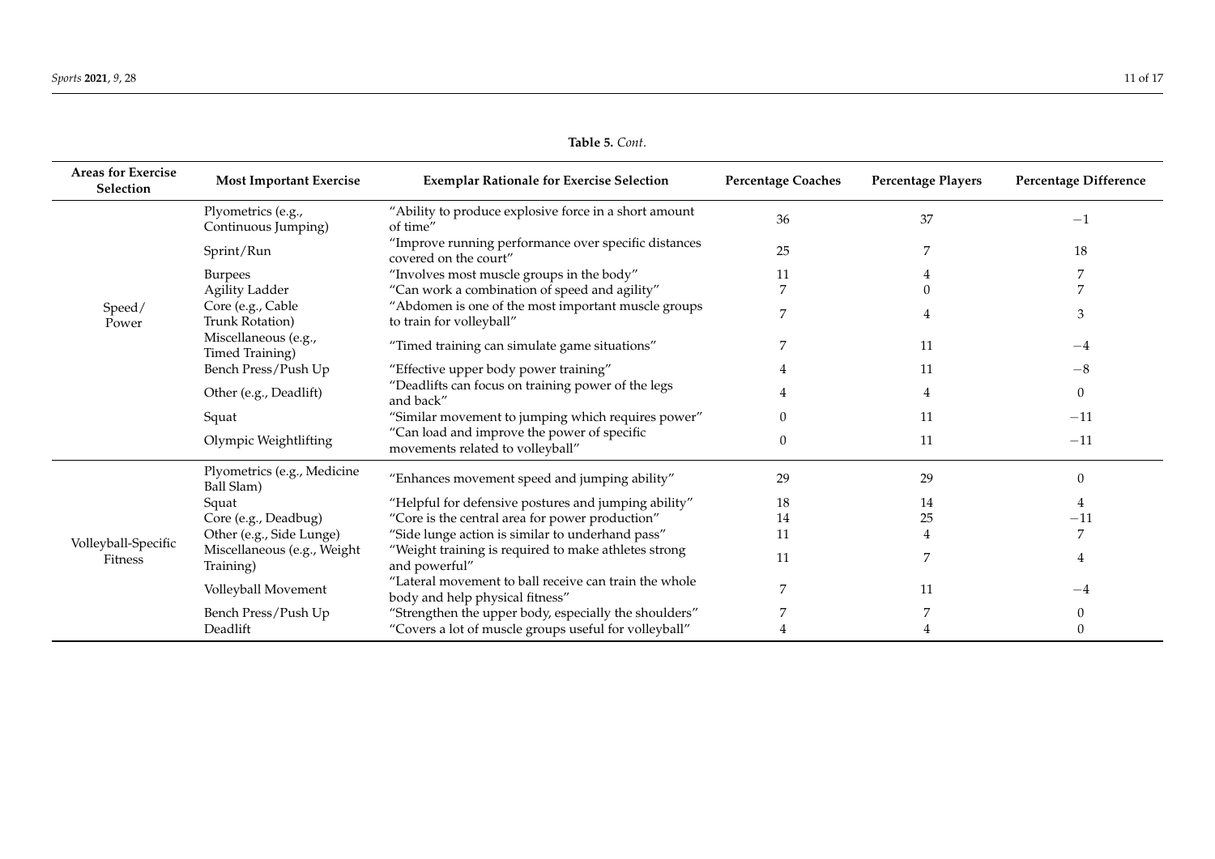**Table 5.** *Cont.*

| Areas for Exercise Selection | Most Important Exercise | Exemplar Rationale for Exercise Selection | Percentage Coaches | Percentage Players | Percentage Difference |
|---|---|---|---|---|---|
| Speed/Power | Plyometrics (e.g., Continuous Jumping) | "Ability to produce explosive force in a short amount of time" | 36 | 37 | −1 |
| | Sprint/Run | "Improve running performance over specific distances covered on the court" | 25 | 7 | 18 |
| | Burpees | "Involves most muscle groups in the body" | 11 | 4 | 7 |
| | Agility Ladder | "Can work a combination of speed and agility" | 7 | 0 | 7 |
| | Core (e.g., Cable Trunk Rotation) | "Abdomen is one of the most important muscle groups to train for volleyball" | 7 | 4 | 3 |
| | Miscellaneous (e.g., Timed Training) | "Timed training can simulate game situations" | 7 | 11 | −4 |
| | Bench Press/Push Up | "Effective upper body power training" | 4 | 11 | −8 |
| | Other (e.g., Deadlift) | "Deadlifts can focus on training power of the legs and back" | 4 | 4 | 0 |
| | Squat | "Similar movement to jumping which requires power" | 0 | 11 | −11 |
| | Olympic Weightlifting | "Can load and improve the power of specific movements related to volleyball" | 0 | 11 | −11 |
| Volleyball-Specific Fitness | Plyometrics (e.g., Medicine Ball Slam) | "Enhances movement speed and jumping ability" | 29 | 29 | 0 |
| | Squat | "Helpful for defensive postures and jumping ability" | 18 | 14 | 4 |
| | Core (e.g., Deadbug) | "Core is the central area for power production" | 14 | 25 | −11 |
| | Other (e.g., Side Lunge) | "Side lunge action is similar to underhand pass" | 11 | 4 | 7 |
| | Miscellaneous (e.g., Weight Training) | "Weight training is required to make athletes strong and powerful" | 11 | 7 | 4 |
| | Volleyball Movement | "Lateral movement to ball receive can train the whole body and help physical fitness" | 7 | 11 | −4 |
| | Bench Press/Push Up | "Strengthen the upper body, especially the shoulders" | 7 | 7 | 0 |
| | Deadlift | "Covers a lot of muscle groups useful for volleyball" | 4 | 4 | 0 |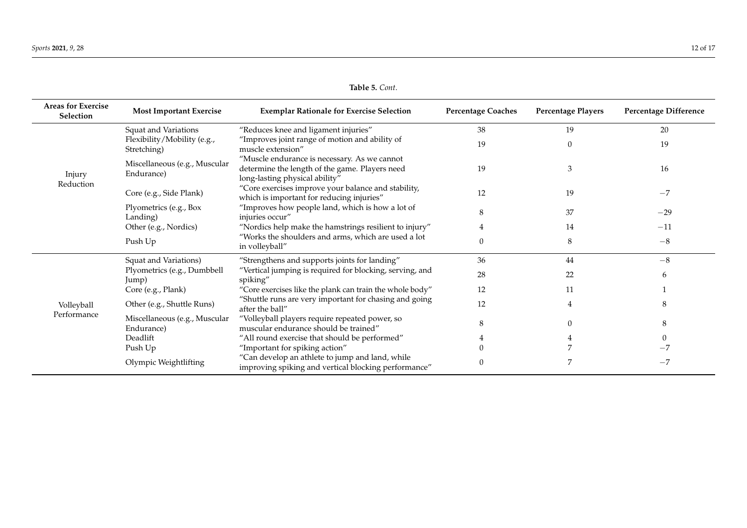**Table 5.** *Cont.*

| Areas for Exercise Selection | Most Important Exercise | Exemplar Rationale for Exercise Selection | Percentage Coaches | Percentage Players | Percentage Difference |
|---|---|---|---|---|---|
| Injury Reduction | Squat and Variations | "Reduces knee and ligament injuries" | 38 | 19 | 20 |
| | Flexibility/Mobility (e.g., Stretching) | "Improves joint range of motion and ability of muscle extension" | 19 | 0 | 19 |
| | Miscellaneous (e.g., Muscular Endurance) | "Muscle endurance is necessary. As we cannot determine the length of the game. Players need long-lasting physical ability" | 19 | 3 | 16 |
| | Core (e.g., Side Plank) | "Core exercises improve your balance and stability, which is important for reducing injuries" | 12 | 19 | −7 |
| | Plyometrics (e.g., Box Landing) | "Improves how people land, which is how a lot of injuries occur" | 8 | 37 | −29 |
| | Other (e.g., Nordics) | "Nordics help make the hamstrings resilient to injury" | 4 | 14 | −11 |
| | Push Up | "Works the shoulders and arms, which are used a lot in volleyball" | 0 | 8 | −8 |
| Volleyball Performance | Squat and Variations) | "Strengthens and supports joints for landing" | 36 | 44 | −8 |
| | Plyometrics (e.g., Dumbbell Jump) | "Vertical jumping is required for blocking, serving, and spiking" | 28 | 22 | 6 |
| | Core (e.g., Plank) | "Core exercises like the plank can train the whole body" | 12 | 11 | 1 |
| | Other (e.g., Shuttle Runs) | "Shuttle runs are very important for chasing and going after the ball" | 12 | 4 | 8 |
| | Miscellaneous (e.g., Muscular Endurance) | "Volleyball players require repeated power, so muscular endurance should be trained" | 8 | 0 | 8 |
| | Deadlift | "All round exercise that should be performed" | 4 | 4 | 0 |
| | Push Up | "Important for spiking action" | 0 | 7 | −7 |
| | Olympic Weightlifting | "Can develop an athlete to jump and land, while improving spiking and vertical blocking performance" | 0 | 7 | −7 |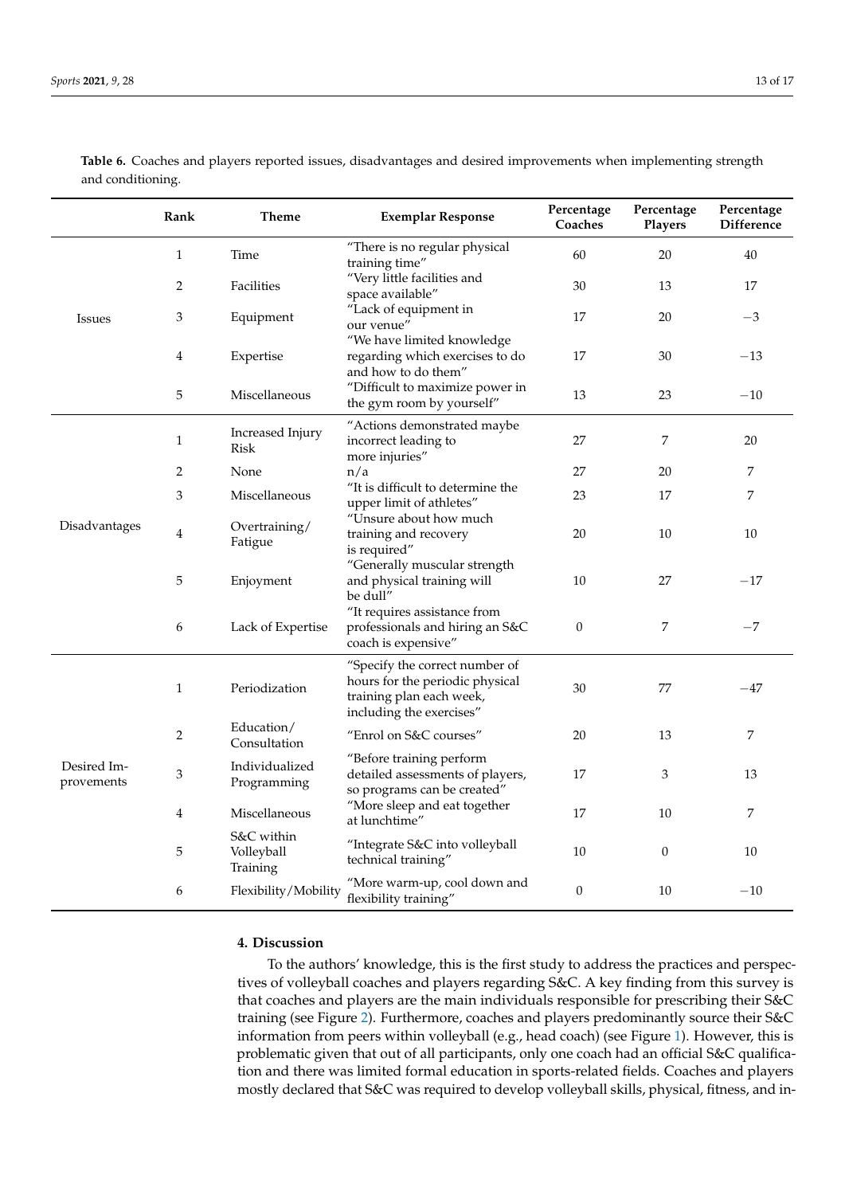**Table 6.** Coaches and players reported issues, disadvantages and desired improvements when implementing strength and conditioning.

| | Rank | Theme | Exemplar Response | Percentage Coaches | Percentage Players | Percentage Difference |
|---|---|---|---|---|---|---|
| Issues | 1 | Time | "There is no regular physical training time" | 60 | 20 | 40 |
| | 2 | Facilities | "Very little facilities and space available" | 30 | 13 | 17 |
| | 3 | Equipment | "Lack of equipment in our venue" | 17 | 20 | −3 |
| | 4 | Expertise | "We have limited knowledge regarding which exercises to do and how to do them" | 17 | 30 | −13 |
| | 5 | Miscellaneous | "Difficult to maximize power in the gym room by yourself" | 13 | 23 | −10 |
| Disadvantages | 1 | Increased Injury Risk | "Actions demonstrated maybe incorrect leading to more injuries" | 27 | 7 | 20 |
| | 2 | None | n/a | 27 | 20 | 7 |
| | 3 | Miscellaneous | "It is difficult to determine the upper limit of athletes" | 23 | 17 | 7 |
| | 4 | Overtraining/Fatigue | "Unsure about how much training and recovery is required" | 20 | 10 | 10 |
| | 5 | Enjoyment | "Generally muscular strength and physical training will be dull" | 10 | 27 | −17 |
| | 6 | Lack of Expertise | "It requires assistance from professionals and hiring an S&C coach is expensive" | 0 | 7 | −7 |
| Desired Improvements | 1 | Periodization | "Specify the correct number of hours for the periodic physical training plan each week, including the exercises" | 30 | 77 | −47 |
| | 2 | Education/Consultation | "Enrol on S&C courses" | 20 | 13 | 7 |
| | 3 | Individualized Programming | "Before training perform detailed assessments of players, so programs can be created" | 17 | 3 | 13 |
| | 4 | Miscellaneous | "More sleep and eat together at lunchtime" | 17 | 10 | 7 |
| | 5 | S&C within Volleyball Training | "Integrate S&C into volleyball technical training" | 10 | 0 | 10 |
| | 6 | Flexibility/Mobility | "More warm-up, cool down and flexibility training" | 0 | 10 | −10 |

## 4. Discussion

To the authors' knowledge, this is the first study to address the practices and perspectives of volleyball coaches and players regarding S&C. A key finding from this survey is that coaches and players are the main individuals responsible for prescribing their S&C training (see Figure 2). Furthermore, coaches and players predominantly source their S&C information from peers within volleyball (e.g., head coach) (see Figure 1). However, this is problematic given that out of all participants, only one coach had an official S&C qualification and there was limited formal education in sports-related fields. Coaches and players mostly declared that S&C was required to develop volleyball skills, physical, fitness, and in-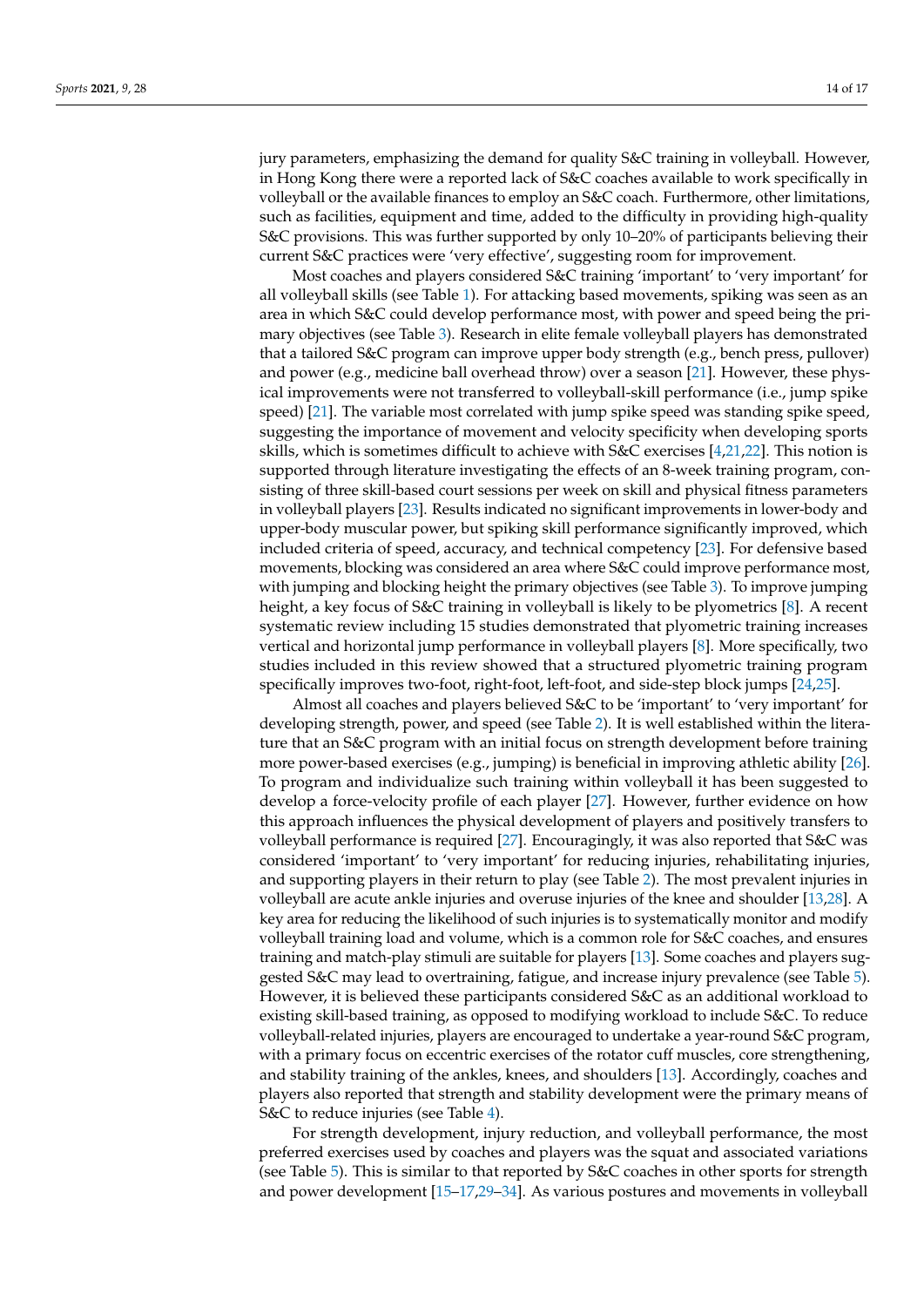jury parameters, emphasizing the demand for quality S&C training in volleyball. However, in Hong Kong there were a reported lack of S&C coaches available to work specifically in volleyball or the available finances to employ an S&C coach. Furthermore, other limitations, such as facilities, equipment and time, added to the difficulty in providing high-quality S&C provisions. This was further supported by only 10–20% of participants believing their current S&C practices were 'very effective', suggesting room for improvement.

Most coaches and players considered S&C training 'important' to 'very important' for all volleyball skills (see Table 1). For attacking based movements, spiking was seen as an area in which S&C could develop performance most, with power and speed being the primary objectives (see Table 3). Research in elite female volleyball players has demonstrated that a tailored S&C program can improve upper body strength (e.g., bench press, pullover) and power (e.g., medicine ball overhead throw) over a season [21]. However, these physical improvements were not transferred to volleyball-skill performance (i.e., jump spike speed) [21]. The variable most correlated with jump spike speed was standing spike speed, suggesting the importance of movement and velocity specificity when developing sports skills, which is sometimes difficult to achieve with S&C exercises [4,21,22]. This notion is supported through literature investigating the effects of an 8-week training program, consisting of three skill-based court sessions per week on skill and physical fitness parameters in volleyball players [23]. Results indicated no significant improvements in lower-body and upper-body muscular power, but spiking skill performance significantly improved, which included criteria of speed, accuracy, and technical competency [23]. For defensive based movements, blocking was considered an area where S&C could improve performance most, with jumping and blocking height the primary objectives (see Table 3). To improve jumping height, a key focus of S&C training in volleyball is likely to be plyometrics [8]. A recent systematic review including 15 studies demonstrated that plyometric training increases vertical and horizontal jump performance in volleyball players [8]. More specifically, two studies included in this review showed that a structured plyometric training program specifically improves two-foot, right-foot, left-foot, and side-step block jumps [24,25].

Almost all coaches and players believed S&C to be 'important' to 'very important' for developing strength, power, and speed (see Table 2). It is well established within the literature that an S&C program with an initial focus on strength development before training more power-based exercises (e.g., jumping) is beneficial in improving athletic ability [26]. To program and individualize such training within volleyball it has been suggested to develop a force-velocity profile of each player [27]. However, further evidence on how this approach influences the physical development of players and positively transfers to volleyball performance is required [27]. Encouragingly, it was also reported that S&C was considered 'important' to 'very important' for reducing injuries, rehabilitating injuries, and supporting players in their return to play (see Table 2). The most prevalent injuries in volleyball are acute ankle injuries and overuse injuries of the knee and shoulder [13,28]. A key area for reducing the likelihood of such injuries is to systematically monitor and modify volleyball training load and volume, which is a common role for S&C coaches, and ensures training and match-play stimuli are suitable for players [13]. Some coaches and players suggested S&C may lead to overtraining, fatigue, and increase injury prevalence (see Table 5). However, it is believed these participants considered S&C as an additional workload to existing skill-based training, as opposed to modifying workload to include S&C. To reduce volleyball-related injuries, players are encouraged to undertake a year-round S&C program, with a primary focus on eccentric exercises of the rotator cuff muscles, core strengthening, and stability training of the ankles, knees, and shoulders [13]. Accordingly, coaches and players also reported that strength and stability development were the primary means of S&C to reduce injuries (see Table 4).

For strength development, injury reduction, and volleyball performance, the most preferred exercises used by coaches and players was the squat and associated variations (see Table 5). This is similar to that reported by S&C coaches in other sports for strength and power development [15–17,29–34]. As various postures and movements in volleyball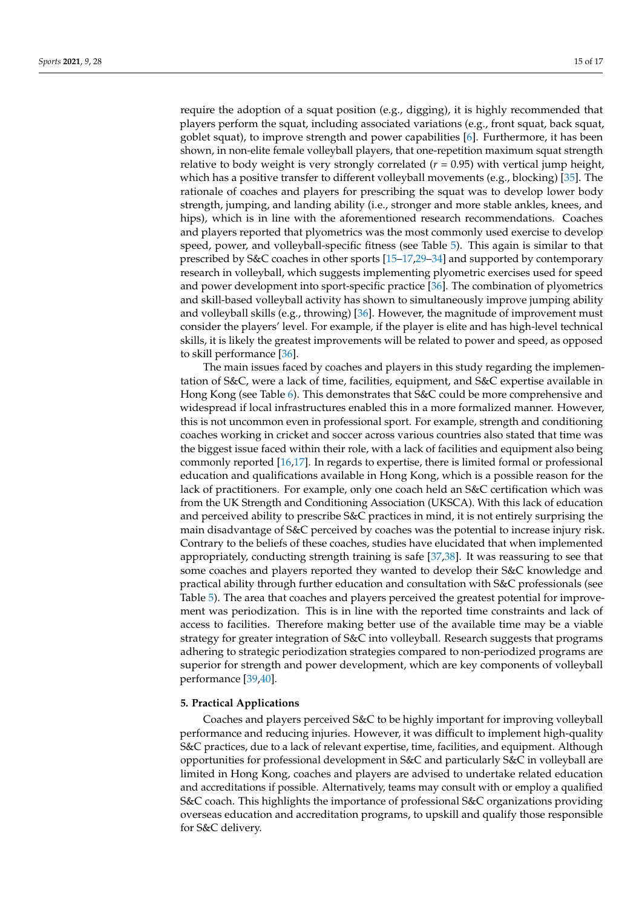require the adoption of a squat position (e.g., digging), it is highly recommended that players perform the squat, including associated variations (e.g., front squat, back squat, goblet squat), to improve strength and power capabilities [6]. Furthermore, it has been shown, in non-elite female volleyball players, that one-repetition maximum squat strength relative to body weight is very strongly correlated ($r$ = 0.95) with vertical jump height, which has a positive transfer to different volleyball movements (e.g., blocking) [35]. The rationale of coaches and players for prescribing the squat was to develop lower body strength, jumping, and landing ability (i.e., stronger and more stable ankles, knees, and hips), which is in line with the aforementioned research recommendations. Coaches and players reported that plyometrics was the most commonly used exercise to develop speed, power, and volleyball-specific fitness (see Table 5). This again is similar to that prescribed by S&C coaches in other sports [15–17,29–34] and supported by contemporary research in volleyball, which suggests implementing plyometric exercises used for speed and power development into sport-specific practice [36]. The combination of plyometrics and skill-based volleyball activity has shown to simultaneously improve jumping ability and volleyball skills (e.g., throwing) [36]. However, the magnitude of improvement must consider the players' level. For example, if the player is elite and has high-level technical skills, it is likely the greatest improvements will be related to power and speed, as opposed to skill performance [36].

The main issues faced by coaches and players in this study regarding the implementation of S&C, were a lack of time, facilities, equipment, and S&C expertise available in Hong Kong (see Table 6). This demonstrates that S&C could be more comprehensive and widespread if local infrastructures enabled this in a more formalized manner. However, this is not uncommon even in professional sport. For example, strength and conditioning coaches working in cricket and soccer across various countries also stated that time was the biggest issue faced within their role, with a lack of facilities and equipment also being commonly reported [16,17]. In regards to expertise, there is limited formal or professional education and qualifications available in Hong Kong, which is a possible reason for the lack of practitioners. For example, only one coach held an S&C certification which was from the UK Strength and Conditioning Association (UKSCA). With this lack of education and perceived ability to prescribe S&C practices in mind, it is not entirely surprising the main disadvantage of S&C perceived by coaches was the potential to increase injury risk. Contrary to the beliefs of these coaches, studies have elucidated that when implemented appropriately, conducting strength training is safe [37,38]. It was reassuring to see that some coaches and players reported they wanted to develop their S&C knowledge and practical ability through further education and consultation with S&C professionals (see Table 5). The area that coaches and players perceived the greatest potential for improvement was periodization. This is in line with the reported time constraints and lack of access to facilities. Therefore making better use of the available time may be a viable strategy for greater integration of S&C into volleyball. Research suggests that programs adhering to strategic periodization strategies compared to non-periodized programs are superior for strength and power development, which are key components of volleyball performance [39,40].

## 5. Practical Applications

Coaches and players perceived S&C to be highly important for improving volleyball performance and reducing injuries. However, it was difficult to implement high-quality S&C practices, due to a lack of relevant expertise, time, facilities, and equipment. Although opportunities for professional development in S&C and particularly S&C in volleyball are limited in Hong Kong, coaches and players are advised to undertake related education and accreditations if possible. Alternatively, teams may consult with or employ a qualified S&C coach. This highlights the importance of professional S&C organizations providing overseas education and accreditation programs, to upskill and qualify those responsible for S&C delivery.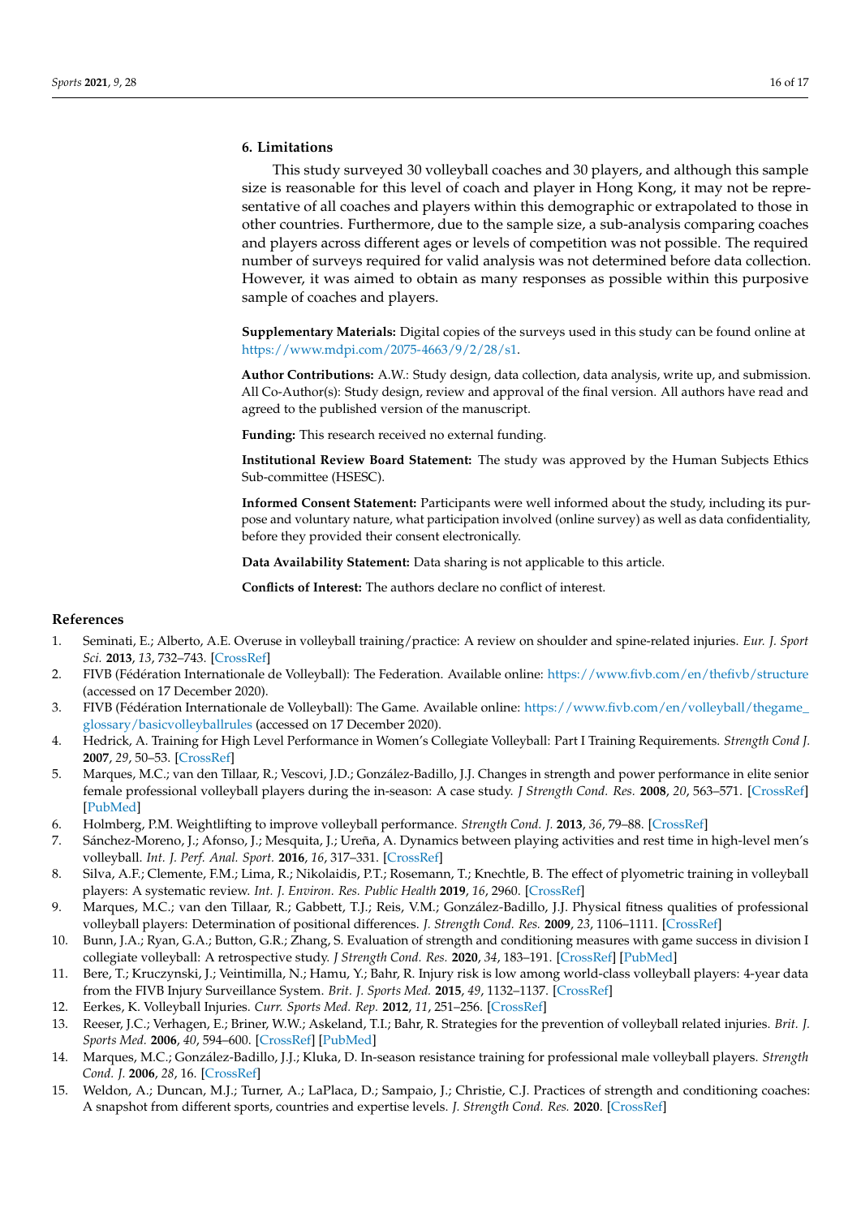## 6. Limitations

This study surveyed 30 volleyball coaches and 30 players, and although this sample size is reasonable for this level of coach and player in Hong Kong, it may not be representative of all coaches and players within this demographic or extrapolated to those in other countries. Furthermore, due to the sample size, a sub-analysis comparing coaches and players across different ages or levels of competition was not possible. The required number of surveys required for valid analysis was not determined before data collection. However, it was aimed to obtain as many responses as possible within this purposive sample of coaches and players.

**Supplementary Materials:** Digital copies of the surveys used in this study can be found online at https://www.mdpi.com/2075-4663/9/2/28/s1.

**Author Contributions:** A.W.: Study design, data collection, data analysis, write up, and submission. All Co-Author(s): Study design, review and approval of the final version. All authors have read and agreed to the published version of the manuscript.

**Funding:** This research received no external funding.

**Institutional Review Board Statement:** The study was approved by the Human Subjects Ethics Sub-committee (HSESC).

**Informed Consent Statement:** Participants were well informed about the study, including its purpose and voluntary nature, what participation involved (online survey) as well as data confidentiality, before they provided their consent electronically.

**Data Availability Statement:** Data sharing is not applicable to this article.

**Conflicts of Interest:** The authors declare no conflict of interest.

## References

1. Seminati, E.; Alberto, A.E. Overuse in volleyball training/practice: A review on shoulder and spine-related injuries. *Eur. J. Sport Sci.* **2013**, *13*, 732–743. [CrossRef]
2. FIVB (Fédération Internationale de Volleyball): The Federation. Available online: https://www.fivb.com/en/thefivb/structure (accessed on 17 December 2020).
3. FIVB (Fédération Internationale de Volleyball): The Game. Available online: https://www.fivb.com/en/volleyball/thegame_glossary/basicvolleyballrules (accessed on 17 December 2020).
4. Hedrick, A. Training for High Level Performance in Women's Collegiate Volleyball: Part I Training Requirements. *Strength Cond J.* **2007**, *29*, 50–53. [CrossRef]
5. Marques, M.C.; van den Tillaar, R.; Vescovi, J.D.; González-Badillo, J.J. Changes in strength and power performance in elite senior female professional volleyball players during the in-season: A case study. *J Strength Cond. Res.* **2008**, *20*, 563–571. [CrossRef] [PubMed]
6. Holmberg, P.M. Weightlifting to improve volleyball performance. *Strength Cond. J.* **2013**, *36*, 79–88. [CrossRef]
7. Sánchez-Moreno, J.; Afonso, J.; Mesquita, J.; Ureña, A. Dynamics between playing activities and rest time in high-level men's volleyball. *Int. J. Perf. Anal. Sport.* **2016**, *16*, 317–331. [CrossRef]
8. Silva, A.F.; Clemente, F.M.; Lima, R.; Nikolaidis, P.T.; Rosemann, T.; Knechtle, B. The effect of plyometric training in volleyball players: A systematic review. *Int. J. Environ. Res. Public Health* **2019**, *16*, 2960. [CrossRef]
9. Marques, M.C.; van den Tillaar, R.; Gabbett, T.J.; Reis, V.M.; González-Badillo, J.J. Physical fitness qualities of professional volleyball players: Determination of positional differences. *J. Strength Cond. Res.* **2009**, *23*, 1106–1111. [CrossRef]
10. Bunn, J.A.; Ryan, G.A.; Button, G.R.; Zhang, S. Evaluation of strength and conditioning measures with game success in division I collegiate volleyball: A retrospective study. *J Strength Cond. Res.* **2020**, *34*, 183–191. [CrossRef] [PubMed]
11. Bere, T.; Kruczynski, J.; Veintimilla, N.; Hamu, Y.; Bahr, R. Injury risk is low among world-class volleyball players: 4-year data from the FIVB Injury Surveillance System. *Brit. J. Sports Med.* **2015**, *49*, 1132–1137. [CrossRef]
12. Eerkes, K. Volleyball Injuries. *Curr. Sports Med. Rep.* **2012**, *11*, 251–256. [CrossRef]
13. Reeser, J.C.; Verhagen, E.; Briner, W.W.; Askeland, T.I.; Bahr, R. Strategies for the prevention of volleyball related injuries. *Brit. J. Sports Med.* **2006**, *40*, 594–600. [CrossRef] [PubMed]
14. Marques, M.C.; González-Badillo, J.J.; Kluka, D. In-season resistance training for professional male volleyball players. *Strength Cond. J.* **2006**, *28*, 16. [CrossRef]
15. Weldon, A.; Duncan, M.J.; Turner, A.; LaPlaca, D.; Sampaio, J.; Christie, C.J. Practices of strength and conditioning coaches: A snapshot from different sports, countries and expertise levels. *J. Strength Cond. Res.* **2020**. [CrossRef]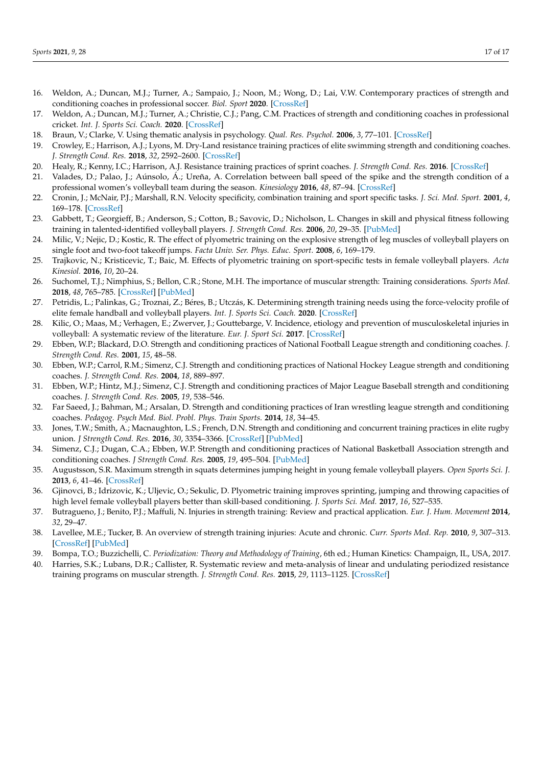16. Weldon, A.; Duncan, M.J.; Turner, A.; Sampaio, J.; Noon, M.; Wong, D.; Lai, V.W. Contemporary practices of strength and conditioning coaches in professional soccer. *Biol. Sport* **2020**. [CrossRef]
17. Weldon, A.; Duncan, M.J.; Turner, A.; Christie, C.J.; Pang, C.M. Practices of strength and conditioning coaches in professional cricket. *Int. J. Sports Sci. Coach.* **2020**. [CrossRef]
18. Braun, V.; Clarke, V. Using thematic analysis in psychology. *Qual. Res. Psychol.* **2006**, *3*, 77–101. [CrossRef]
19. Crowley, E.; Harrison, A.J.; Lyons, M. Dry-Land resistance training practices of elite swimming strength and conditioning coaches. *J. Strength Cond. Res.* **2018**, *32*, 2592–2600. [CrossRef]
20. Healy, R.; Kenny, I.C.; Harrison, A.J. Resistance training practices of sprint coaches. *J. Strength Cond. Res.* **2016**. [CrossRef]
21. Valades, D.; Palao, J.; Aúnsolo, Á.; Ureña, A. Correlation between ball speed of the spike and the strength condition of a professional women's volleyball team during the season. *Kinesiology* **2016**, *48*, 87–94. [CrossRef]
22. Cronin, J.; McNair, P.J.; Marshall, R.N. Velocity specificity, combination training and sport specific tasks. *J. Sci. Med. Sport.* **2001**, *4*, 169–178. [CrossRef]
23. Gabbett, T.; Georgieff, B.; Anderson, S.; Cotton, B.; Savovic, D.; Nicholson, L. Changes in skill and physical fitness following training in talented-identified volleyball players. *J. Strength Cond. Res.* **2006**, *20*, 29–35. [PubMed]
24. Milic, V.; Nejic, D.; Kostic, R. The effect of plyometric training on the explosive strength of leg muscles of volleyball players on single foot and two-foot takeoff jumps. *Facta Univ. Ser. Phys. Educ. Sport.* **2008**, *6*, 169–179.
25. Trajkovic, N.; Kristicevic, T.; Baic, M. Effects of plyometric training on sport-specific tests in female volleyball players. *Acta Kinesiol.* **2016**, *10*, 20–24.
26. Suchomel, T.J.; Nimphius, S.; Bellon, C.R.; Stone, M.H. The importance of muscular strength: Training considerations. *Sports Med.* **2018**, *48*, 765–785. [CrossRef] [PubMed]
27. Petridis, L.; Palinkas, G.; Troznai, Z.; Béres, B.; Utczás, K. Determining strength training needs using the force-velocity profile of elite female handball and volleyball players. *Int. J. Sports Sci. Coach.* **2020**. [CrossRef]
28. Kilic, O.; Maas, M.; Verhagen, E.; Zwerver, J.; Gouttebarge, V. Incidence, etiology and prevention of musculoskeletal injuries in volleyball: A systematic review of the literature. *Eur. J. Sport Sci.* **2017**. [CrossRef]
29. Ebben, W.P.; Blackard, D.O. Strength and conditioning practices of National Football League strength and conditioning coaches. *J. Strength Cond. Res.* **2001**, *15*, 48–58.
30. Ebben, W.P.; Carrol, R.M.; Simenz, C.J. Strength and conditioning practices of National Hockey League strength and conditioning coaches. *J. Strength Cond. Res.* **2004**, *18*, 889–897.
31. Ebben, W.P.; Hintz, M.J.; Simenz, C.J. Strength and conditioning practices of Major League Baseball strength and conditioning coaches. *J. Strength Cond. Res.* **2005**, *19*, 538–546.
32. Far Saeed, J.; Bahman, M.; Arsalan, D. Strength and conditioning practices of Iran wrestling league strength and conditioning coaches. *Pedagog. Psych Med. Biol. Probl. Phys. Train Sports.* **2014**, *18*, 34–45.
33. Jones, T.W.; Smith, A.; Macnaughton, L.S.; French, D.N. Strength and conditioning and concurrent training practices in elite rugby union. *J Strength Cond. Res.* **2016**, *30*, 3354–3366. [CrossRef] [PubMed]
34. Simenz, C.J.; Dugan, C.A.; Ebben, W.P. Strength and conditioning practices of National Basketball Association strength and conditioning coaches. *J Strength Cond. Res.* **2005**, *19*, 495–504. [PubMed]
35. Augustsson, S.R. Maximum strength in squats determines jumping height in young female volleyball players. *Open Sports Sci. J.* **2013**, *6*, 41–46. [CrossRef]
36. Gjinovci, B.; Idrizovic, K.; Uljevic, O.; Sekulic, D. Plyometric training improves sprinting, jumping and throwing capacities of high level female volleyball players better than skill-based conditioning. *J. Sports Sci. Med.* **2017**, *16*, 527–535.
37. Butragueno, J.; Benito, P.J.; Maffuli, N. Injuries in strength training: Review and practical application. *Eur. J. Hum. Movement* **2014**, *32*, 29–47.
38. Lavellee, M.E.; Tucker, B. An overview of strength training injuries: Acute and chronic. *Curr. Sports Med. Rep.* **2010**, *9*, 307–313. [CrossRef] [PubMed]
39. Bompa, T.O.; Buzzichelli, C. *Periodization: Theory and Methodology of Training*, 6th ed.; Human Kinetics: Champaign, IL, USA, 2017.
40. Harries, S.K.; Lubans, D.R.; Callister, R. Systematic review and meta-analysis of linear and undulating periodized resistance training programs on muscular strength. *J. Strength Cond. Res.* **2015**, *29*, 1113–1125. [CrossRef]